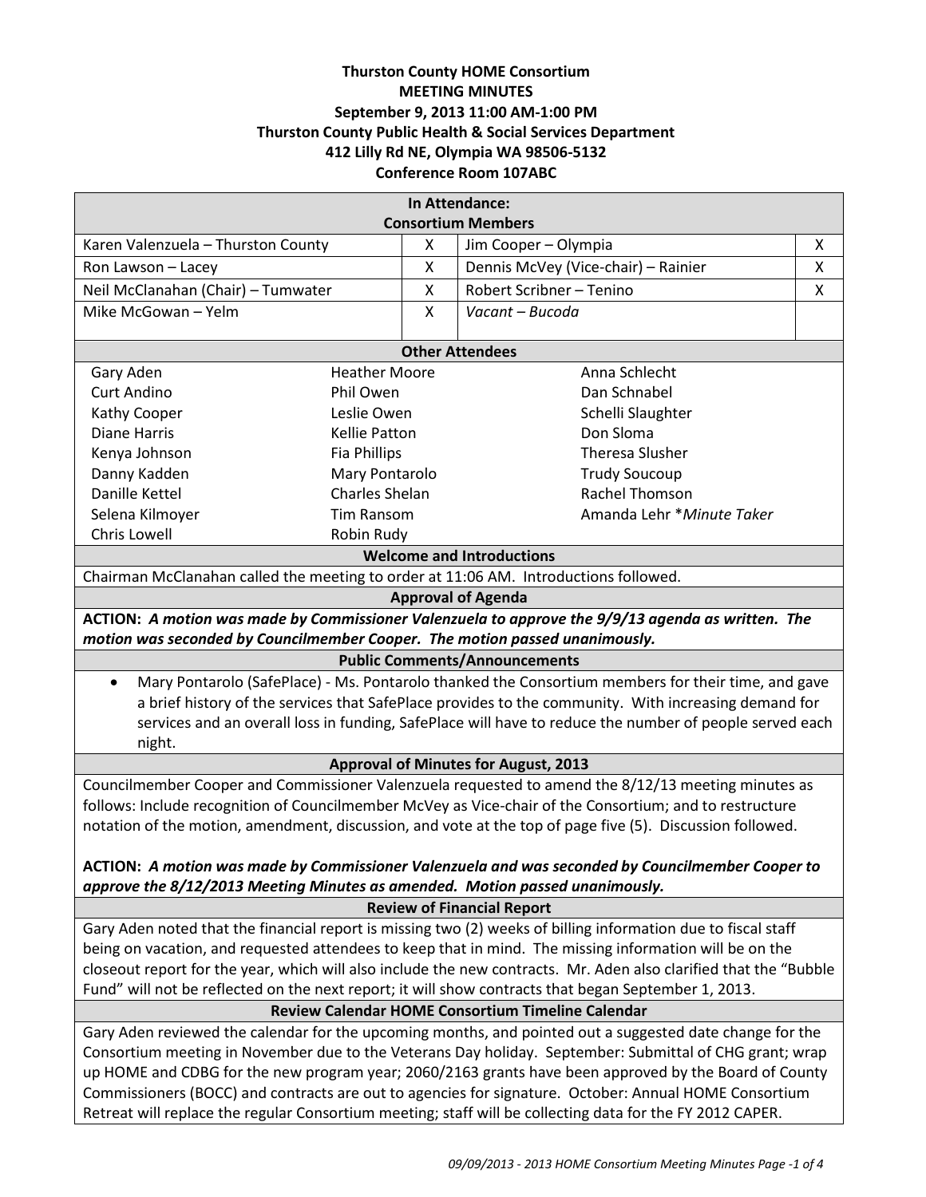**Thurston County HOME Consortium**
**MEETING MINUTES**
**September 9, 2013 11:00 AM-1:00 PM**
**Thurston County Public Health & Social Services Department**
**412 Lilly Rd NE, Olympia WA 98506-5132**
**Conference Room 107ABC**

| In Attendance: Consortium Members | | | |
|---|---|---|---|
| Karen Valenzuela – Thurston County | X | Jim Cooper – Olympia | X |
| Ron Lawson – Lacey | X | Dennis McVey (Vice-chair) – Rainier | X |
| Neil McClanahan (Chair) – Tumwater | X | Robert Scribner – Tenino | X |
| Mike McGowan – Yelm | X | *Vacant – Bucoda* | |

| Other Attendees | | |
|---|---|---|
| Gary Aden | Heather Moore | Anna Schlecht |
| Curt Andino | Phil Owen | Dan Schnabel |
| Kathy Cooper | Leslie Owen | Schelli Slaughter |
| Diane Harris | Kellie Patton | Don Sloma |
| Kenya Johnson | Fia Phillips | Theresa Slusher |
| Danny Kadden | Mary Pontarolo | Trudy Soucoup |
| Danille Kettel | Charles Shelan | Rachel Thomson |
| Selena Kilmoyer | Tim Ransom | Amanda Lehr **Minute Taker* |
| Chris Lowell | Robin Rudy | |

**Welcome and Introductions**

Chairman McClanahan called the meeting to order at 11:06 AM. Introductions followed.

**Approval of Agenda**

**ACTION:** ***A motion was made by Commissioner Valenzuela to approve the 9/9/13 agenda as written. The motion was seconded by Councilmember Cooper. The motion passed unanimously.***

**Public Comments/Announcements**

- Mary Pontarolo (SafePlace) - Ms. Pontarolo thanked the Consortium members for their time, and gave a brief history of the services that SafePlace provides to the community. With increasing demand for services and an overall loss in funding, SafePlace will have to reduce the number of people served each night.

**Approval of Minutes for August, 2013**

Councilmember Cooper and Commissioner Valenzuela requested to amend the 8/12/13 meeting minutes as follows: Include recognition of Councilmember McVey as Vice-chair of the Consortium; and to restructure notation of the motion, amendment, discussion, and vote at the top of page five (5). Discussion followed.

**ACTION:** ***A motion was made by Commissioner Valenzuela and was seconded by Councilmember Cooper to approve the 8/12/2013 Meeting Minutes as amended. Motion passed unanimously.***

**Review of Financial Report**

Gary Aden noted that the financial report is missing two (2) weeks of billing information due to fiscal staff being on vacation, and requested attendees to keep that in mind. The missing information will be on the closeout report for the year, which will also include the new contracts. Mr. Aden also clarified that the "Bubble Fund" will not be reflected on the next report; it will show contracts that began September 1, 2013.

**Review Calendar HOME Consortium Timeline Calendar**

Gary Aden reviewed the calendar for the upcoming months, and pointed out a suggested date change for the Consortium meeting in November due to the Veterans Day holiday. September: Submittal of CHG grant; wrap up HOME and CDBG for the new program year; 2060/2163 grants have been approved by the Board of County Commissioners (BOCC) and contracts are out to agencies for signature. October: Annual HOME Consortium Retreat will replace the regular Consortium meeting; staff will be collecting data for the FY 2012 CAPER.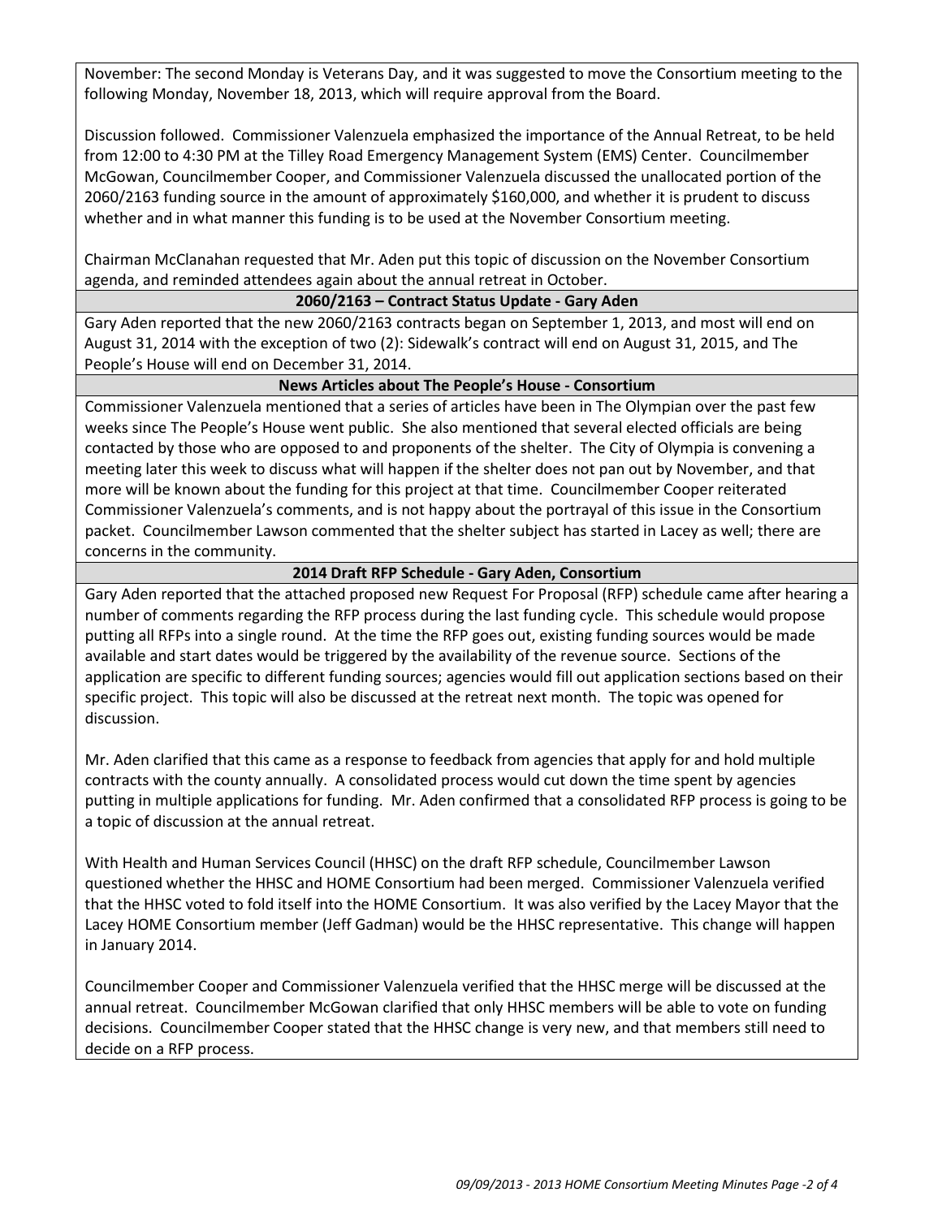November: The second Monday is Veterans Day, and it was suggested to move the Consortium meeting to the following Monday, November 18, 2013, which will require approval from the Board.

Discussion followed. Commissioner Valenzuela emphasized the importance of the Annual Retreat, to be held from 12:00 to 4:30 PM at the Tilley Road Emergency Management System (EMS) Center. Councilmember McGowan, Councilmember Cooper, and Commissioner Valenzuela discussed the unallocated portion of the 2060/2163 funding source in the amount of approximately $160,000, and whether it is prudent to discuss whether and in what manner this funding is to be used at the November Consortium meeting.

Chairman McClanahan requested that Mr. Aden put this topic of discussion on the November Consortium agenda, and reminded attendees again about the annual retreat in October.

### 2060/2163 – Contract Status Update - Gary Aden

Gary Aden reported that the new 2060/2163 contracts began on September 1, 2013, and most will end on August 31, 2014 with the exception of two (2): Sidewalk's contract will end on August 31, 2015, and The People's House will end on December 31, 2014.

### News Articles about The People's House - Consortium

Commissioner Valenzuela mentioned that a series of articles have been in The Olympian over the past few weeks since The People's House went public. She also mentioned that several elected officials are being contacted by those who are opposed to and proponents of the shelter. The City of Olympia is convening a meeting later this week to discuss what will happen if the shelter does not pan out by November, and that more will be known about the funding for this project at that time. Councilmember Cooper reiterated Commissioner Valenzuela's comments, and is not happy about the portrayal of this issue in the Consortium packet. Councilmember Lawson commented that the shelter subject has started in Lacey as well; there are concerns in the community.

### 2014 Draft RFP Schedule - Gary Aden, Consortium

Gary Aden reported that the attached proposed new Request For Proposal (RFP) schedule came after hearing a number of comments regarding the RFP process during the last funding cycle. This schedule would propose putting all RFPs into a single round. At the time the RFP goes out, existing funding sources would be made available and start dates would be triggered by the availability of the revenue source. Sections of the application are specific to different funding sources; agencies would fill out application sections based on their specific project. This topic will also be discussed at the retreat next month. The topic was opened for discussion.

Mr. Aden clarified that this came as a response to feedback from agencies that apply for and hold multiple contracts with the county annually. A consolidated process would cut down the time spent by agencies putting in multiple applications for funding. Mr. Aden confirmed that a consolidated RFP process is going to be a topic of discussion at the annual retreat.

With Health and Human Services Council (HHSC) on the draft RFP schedule, Councilmember Lawson questioned whether the HHSC and HOME Consortium had been merged. Commissioner Valenzuela verified that the HHSC voted to fold itself into the HOME Consortium. It was also verified by the Lacey Mayor that the Lacey HOME Consortium member (Jeff Gadman) would be the HHSC representative. This change will happen in January 2014.

Councilmember Cooper and Commissioner Valenzuela verified that the HHSC merge will be discussed at the annual retreat. Councilmember McGowan clarified that only HHSC members will be able to vote on funding decisions. Councilmember Cooper stated that the HHSC change is very new, and that members still need to decide on a RFP process.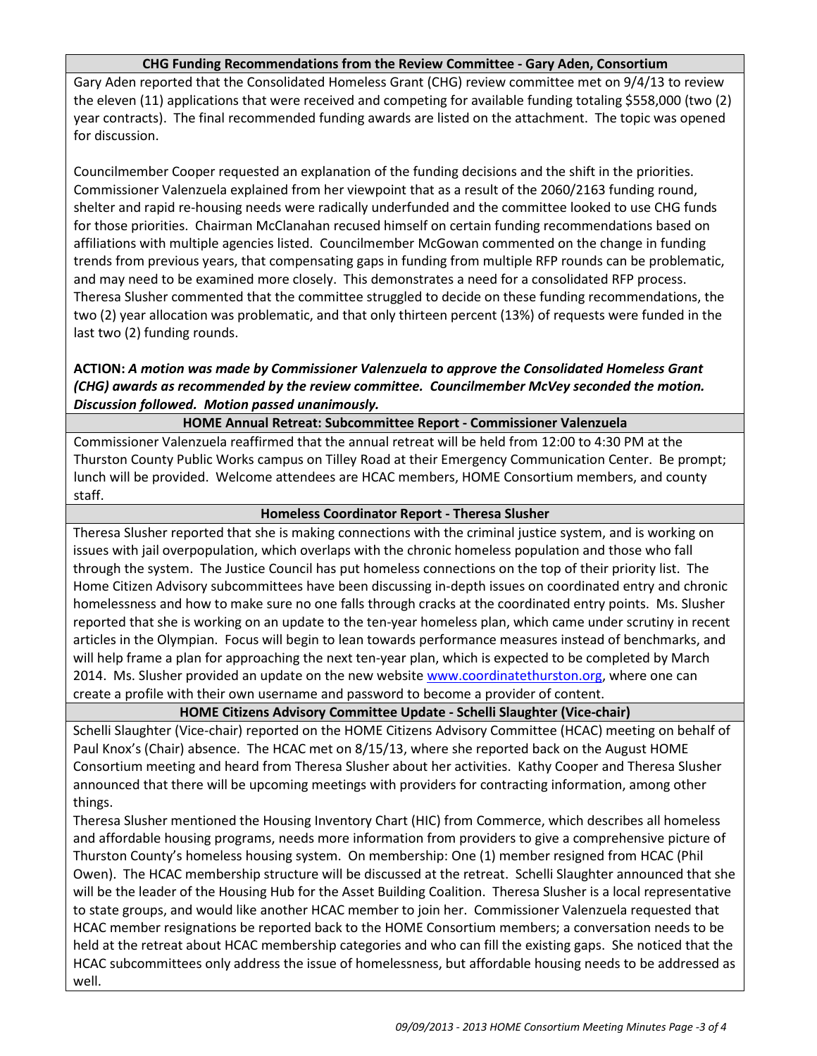### CHG Funding Recommendations from the Review Committee - Gary Aden, Consortium

Gary Aden reported that the Consolidated Homeless Grant (CHG) review committee met on 9/4/13 to review the eleven (11) applications that were received and competing for available funding totaling $558,000 (two (2) year contracts). The final recommended funding awards are listed on the attachment. The topic was opened for discussion.

Councilmember Cooper requested an explanation of the funding decisions and the shift in the priorities. Commissioner Valenzuela explained from her viewpoint that as a result of the 2060/2163 funding round, shelter and rapid re-housing needs were radically underfunded and the committee looked to use CHG funds for those priorities. Chairman McClanahan recused himself on certain funding recommendations based on affiliations with multiple agencies listed. Councilmember McGowan commented on the change in funding trends from previous years, that compensating gaps in funding from multiple RFP rounds can be problematic, and may need to be examined more closely. This demonstrates a need for a consolidated RFP process. Theresa Slusher commented that the committee struggled to decide on these funding recommendations, the two (2) year allocation was problematic, and that only thirteen percent (13%) of requests were funded in the last two (2) funding rounds.

**ACTION:** ***A motion was made by Commissioner Valenzuela to approve the Consolidated Homeless Grant (CHG) awards as recommended by the review committee. Councilmember McVey seconded the motion. Discussion followed. Motion passed unanimously.***

### HOME Annual Retreat: Subcommittee Report - Commissioner Valenzuela

Commissioner Valenzuela reaffirmed that the annual retreat will be held from 12:00 to 4:30 PM at the Thurston County Public Works campus on Tilley Road at their Emergency Communication Center. Be prompt; lunch will be provided. Welcome attendees are HCAC members, HOME Consortium members, and county staff.

### Homeless Coordinator Report - Theresa Slusher

Theresa Slusher reported that she is making connections with the criminal justice system, and is working on issues with jail overpopulation, which overlaps with the chronic homeless population and those who fall through the system. The Justice Council has put homeless connections on the top of their priority list. The Home Citizen Advisory subcommittees have been discussing in-depth issues on coordinated entry and chronic homelessness and how to make sure no one falls through cracks at the coordinated entry points. Ms. Slusher reported that she is working on an update to the ten-year homeless plan, which came under scrutiny in recent articles in the Olympian. Focus will begin to lean towards performance measures instead of benchmarks, and will help frame a plan for approaching the next ten-year plan, which is expected to be completed by March 2014. Ms. Slusher provided an update on the new website www.coordinatethurston.org, where one can create a profile with their own username and password to become a provider of content.

### HOME Citizens Advisory Committee Update - Schelli Slaughter (Vice-chair)

Schelli Slaughter (Vice-chair) reported on the HOME Citizens Advisory Committee (HCAC) meeting on behalf of Paul Knox's (Chair) absence. The HCAC met on 8/15/13, where she reported back on the August HOME Consortium meeting and heard from Theresa Slusher about her activities. Kathy Cooper and Theresa Slusher announced that there will be upcoming meetings with providers for contracting information, among other things.

Theresa Slusher mentioned the Housing Inventory Chart (HIC) from Commerce, which describes all homeless and affordable housing programs, needs more information from providers to give a comprehensive picture of Thurston County's homeless housing system. On membership: One (1) member resigned from HCAC (Phil Owen). The HCAC membership structure will be discussed at the retreat. Schelli Slaughter announced that she will be the leader of the Housing Hub for the Asset Building Coalition. Theresa Slusher is a local representative to state groups, and would like another HCAC member to join her. Commissioner Valenzuela requested that HCAC member resignations be reported back to the HOME Consortium members; a conversation needs to be held at the retreat about HCAC membership categories and who can fill the existing gaps. She noticed that the HCAC subcommittees only address the issue of homelessness, but affordable housing needs to be addressed as well.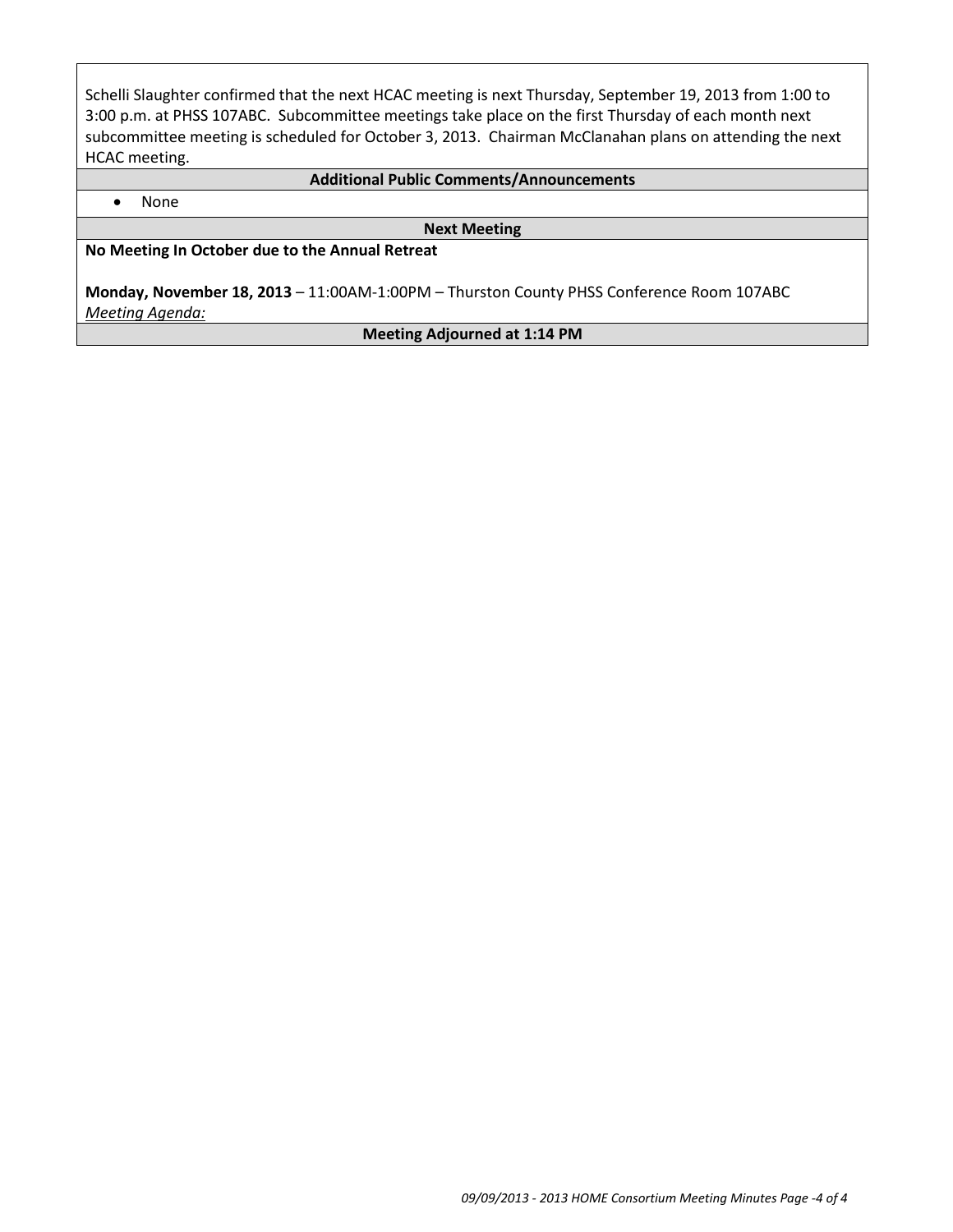Schelli Slaughter confirmed that the next HCAC meeting is next Thursday, September 19, 2013 from 1:00 to 3:00 p.m. at PHSS 107ABC. Subcommittee meetings take place on the first Thursday of each month next subcommittee meeting is scheduled for October 3, 2013. Chairman McClanahan plans on attending the next HCAC meeting.

**Additional Public Comments/Announcements**

- None

**Next Meeting**

**No Meeting In October due to the Annual Retreat**

**Monday, November 18, 2013** – 11:00AM-1:00PM – Thurston County PHSS Conference Room 107ABC
*Meeting Agenda:*

**Meeting Adjourned at 1:14 PM**